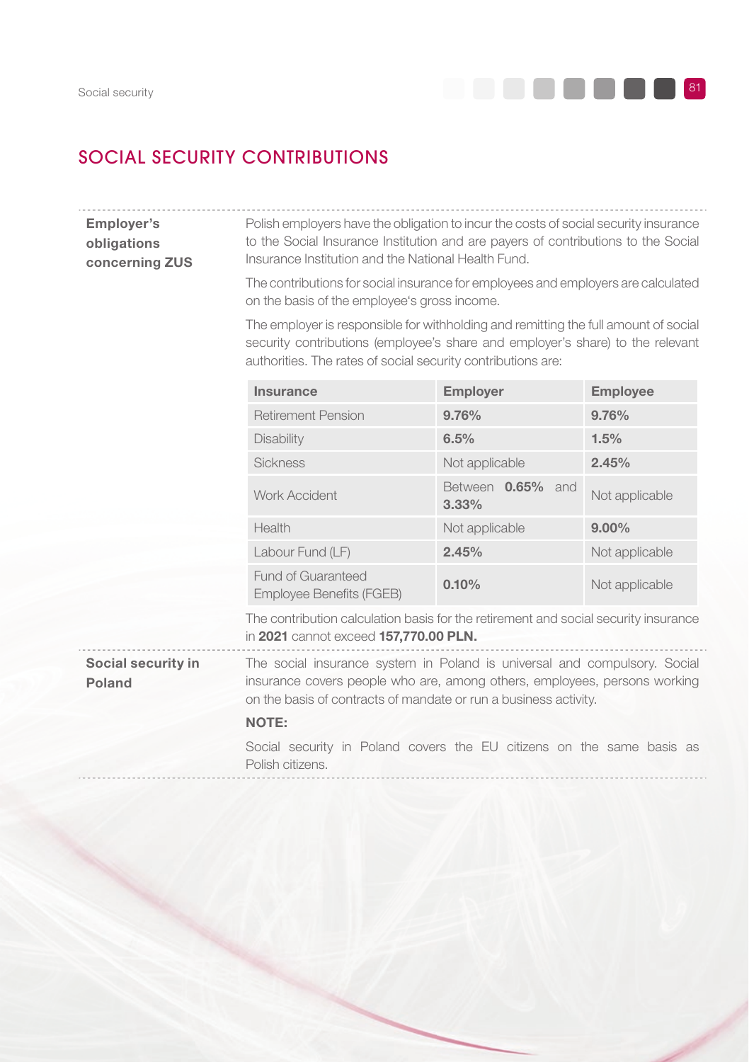# SOCIAL SECURITY CONTRIBUTIONS

**Employer's obligations concerning ZUS**

Polish employers have the obligation to incur the costs of social security insurance to the Social Insurance Institution and are payers of contributions to the Social Insurance Institution and the National Health Fund.

The contributions for social insurance for employees and employers are calculated on the basis of the employee's gross income.

The employer is responsible for withholding and remitting the full amount of social security contributions (employee's share and employer's share) to the relevant authorities. The rates of social security contributions are:

| Insurance | Employer | Employee |
|---|---|---|
| Retirement Pension | **9.76%** | **9.76%** |
| Disability | **6.5%** | **1.5%** |
| Sickness | Not applicable | **2.45%** |
| Work Accident | Between **0.65%** and **3.33%** | Not applicable |
| Health | Not applicable | **9.00%** |
| Labour Fund (LF) | **2.45%** | Not applicable |
| Fund of Guaranteed Employee Benefits (FGEB) | **0.10%** | Not applicable |

The contribution calculation basis for the retirement and social security insurance in **2021** cannot exceed **157,770.00 PLN.**

**Social security in Poland**

The social insurance system in Poland is universal and compulsory. Social insurance covers people who are, among others, employees, persons working on the basis of contracts of mandate or run a business activity.

**NOTE:**

Social security in Poland covers the EU citizens on the same basis as Polish citizens.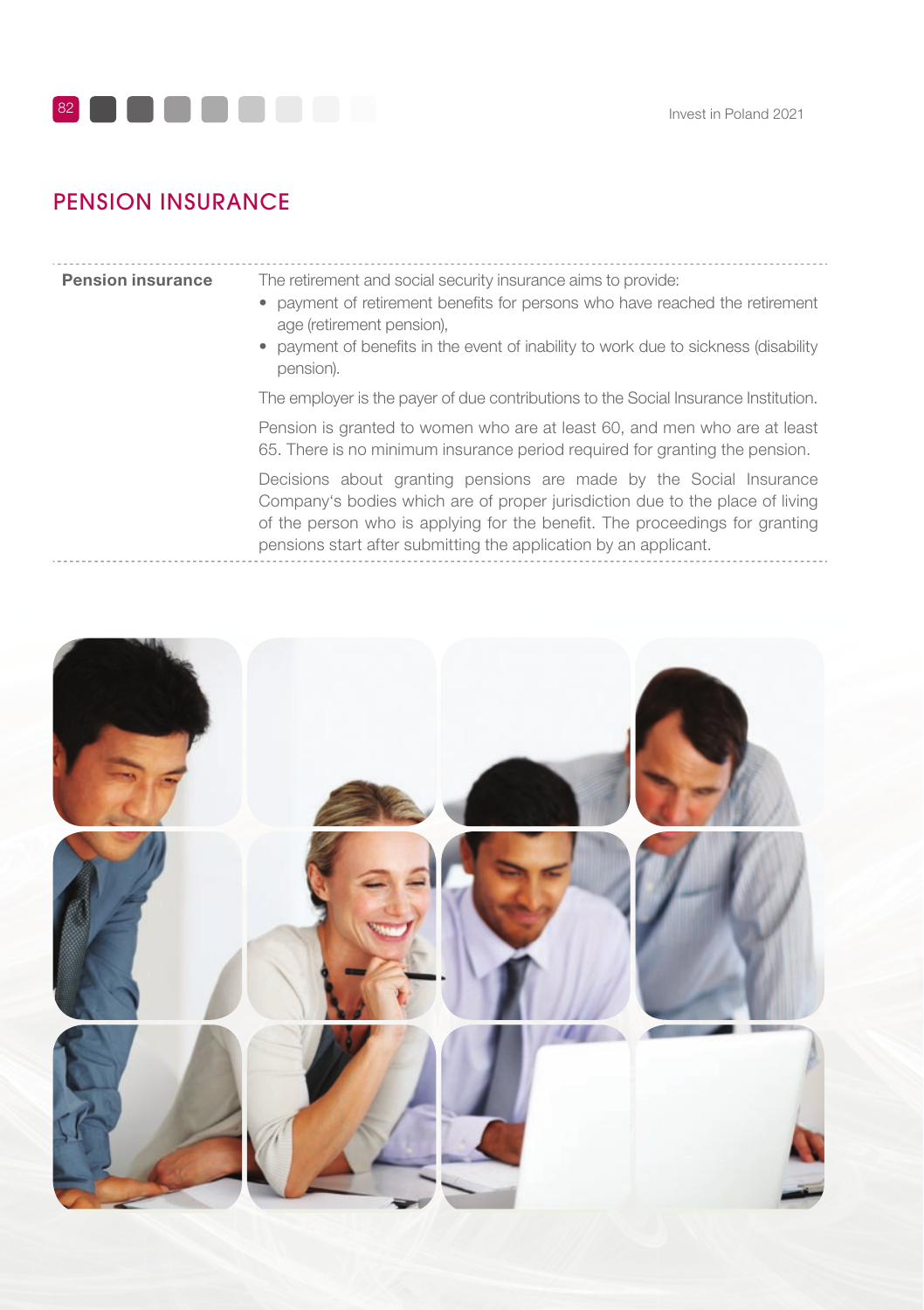## PENSION INSURANCE

| | |
|---|---|
| **Pension insurance** | The retirement and social security insurance aims to provide:<br>• payment of retirement benefits for persons who have reached the retirement age (retirement pension),<br>• payment of benefits in the event of inability to work due to sickness (disability pension).<br><br>The employer is the payer of due contributions to the Social Insurance Institution.<br><br>Pension is granted to women who are at least 60, and men who are at least 65. There is no minimum insurance period required for granting the pension.<br><br>Decisions about granting pensions are made by the Social Insurance Company's bodies which are of proper jurisdiction due to the place of living of the person who is applying for the benefit. The proceedings for granting pensions start after submitting the application by an applicant. |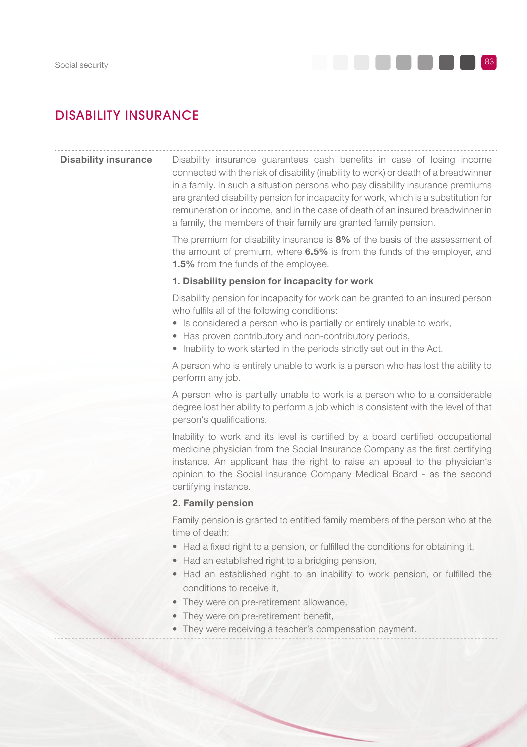# DISABILITY INSURANCE

**Disability insurance**

Disability insurance guarantees cash benefits in case of losing income connected with the risk of disability (inability to work) or death of a breadwinner in a family. In such a situation persons who pay disability insurance premiums are granted disability pension for incapacity for work, which is a substitution for remuneration or income, and in the case of death of an insured breadwinner in a family, the members of their family are granted family pension.

The premium for disability insurance is **8%** of the basis of the assessment of the amount of premium, where **6.5%** is from the funds of the employer, and **1.5%** from the funds of the employee.

**1. Disability pension for incapacity for work**

Disability pension for incapacity for work can be granted to an insured person who fulfils all of the following conditions:

- Is considered a person who is partially or entirely unable to work,
- Has proven contributory and non-contributory periods,
- Inability to work started in the periods strictly set out in the Act.

A person who is entirely unable to work is a person who has lost the ability to perform any job.

A person who is partially unable to work is a person who to a considerable degree lost her ability to perform a job which is consistent with the level of that person's qualifications.

Inability to work and its level is certified by a board certified occupational medicine physician from the Social Insurance Company as the first certifying instance. An applicant has the right to raise an appeal to the physician's opinion to the Social Insurance Company Medical Board - as the second certifying instance.

**2. Family pension**

Family pension is granted to entitled family members of the person who at the time of death:

- Had a fixed right to a pension, or fulfilled the conditions for obtaining it,
- Had an established right to a bridging pension,
- Had an established right to an inability to work pension, or fulfilled the conditions to receive it,
- They were on pre-retirement allowance,
- They were on pre-retirement benefit,
- They were receiving a teacher's compensation payment.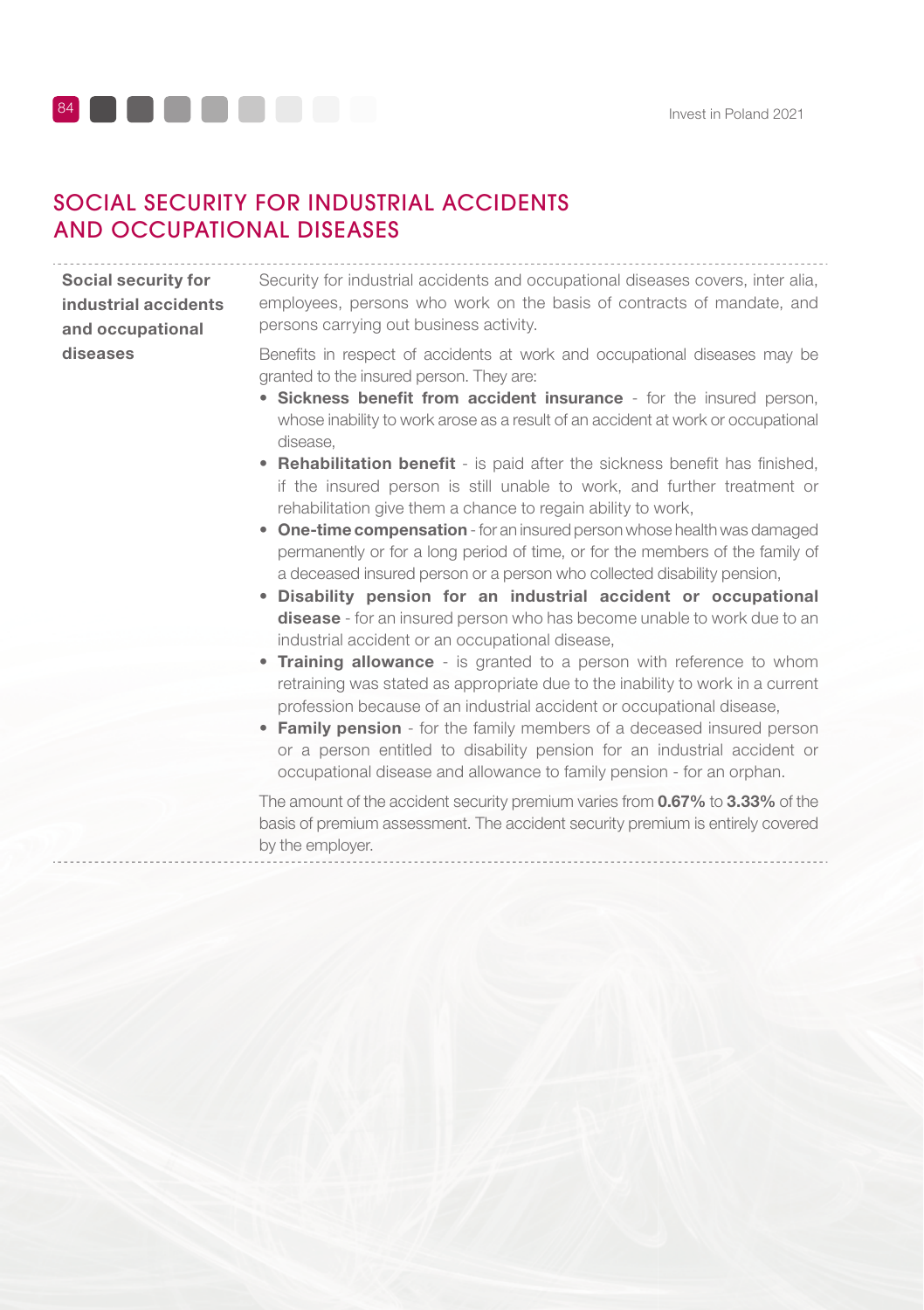## SOCIAL SECURITY FOR INDUSTRIAL ACCIDENTS AND OCCUPATIONAL DISEASES

**Social security for industrial accidents and occupational diseases**

Security for industrial accidents and occupational diseases covers, inter alia, employees, persons who work on the basis of contracts of mandate, and persons carrying out business activity.

Benefits in respect of accidents at work and occupational diseases may be granted to the insured person. They are:

- **Sickness benefit from accident insurance** - for the insured person, whose inability to work arose as a result of an accident at work or occupational disease,
- **Rehabilitation benefit** - is paid after the sickness benefit has finished, if the insured person is still unable to work, and further treatment or rehabilitation give them a chance to regain ability to work,
- **One-time compensation** - for an insured person whose health was damaged permanently or for a long period of time, or for the members of the family of a deceased insured person or a person who collected disability pension,
- **Disability pension for an industrial accident or occupational disease** - for an insured person who has become unable to work due to an industrial accident or an occupational disease,
- **Training allowance** - is granted to a person with reference to whom retraining was stated as appropriate due to the inability to work in a current profession because of an industrial accident or occupational disease,
- **Family pension** - for the family members of a deceased insured person or a person entitled to disability pension for an industrial accident or occupational disease and allowance to family pension - for an orphan.

The amount of the accident security premium varies from **0.67%** to **3.33%** of the basis of premium assessment. The accident security premium is entirely covered by the employer.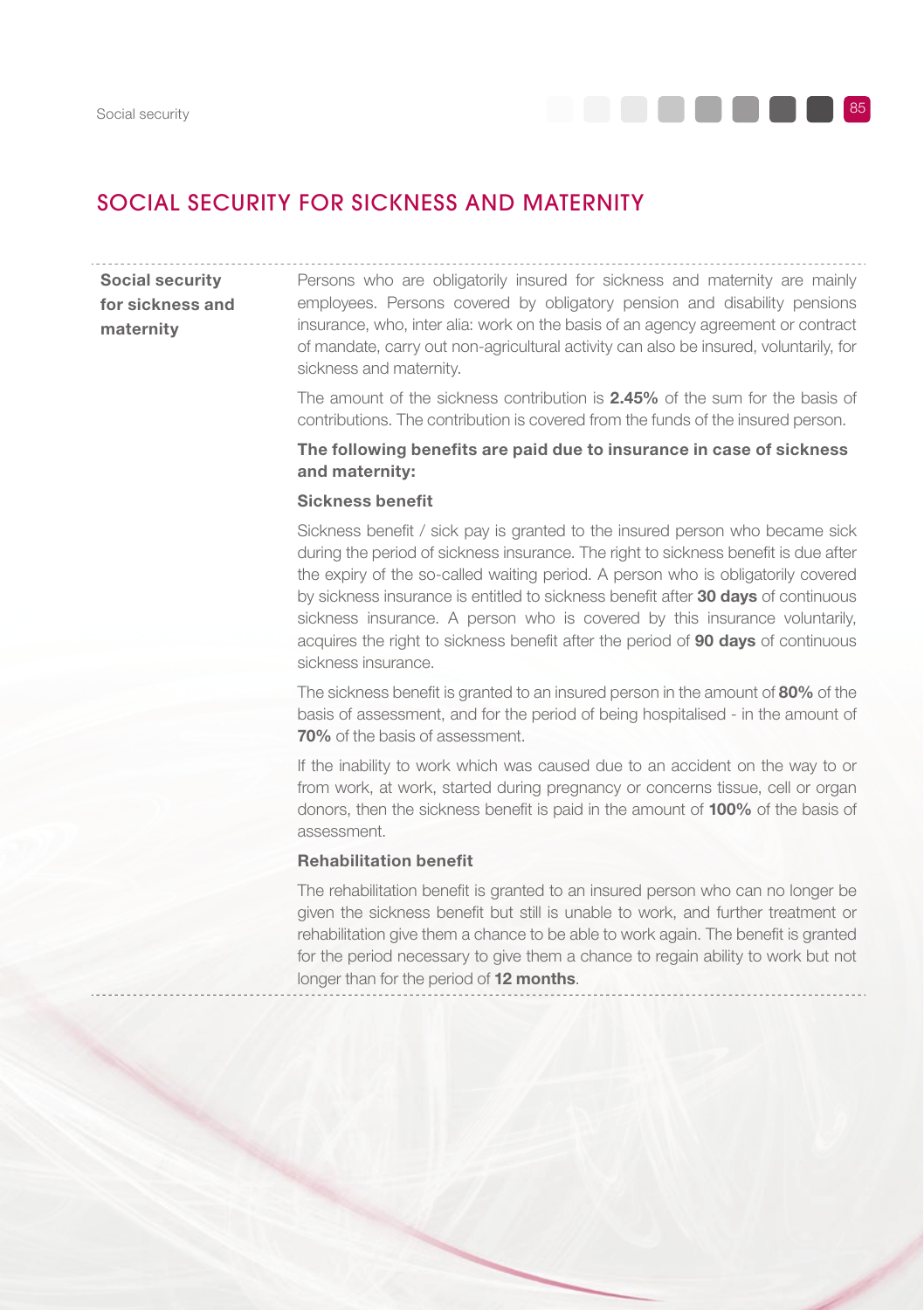## SOCIAL SECURITY FOR SICKNESS AND MATERNITY

**Social security for sickness and maternity**

Persons who are obligatorily insured for sickness and maternity are mainly employees. Persons covered by obligatory pension and disability pensions insurance, who, inter alia: work on the basis of an agency agreement or contract of mandate, carry out non-agricultural activity can also be insured, voluntarily, for sickness and maternity.

The amount of the sickness contribution is **2.45%** of the sum for the basis of contributions. The contribution is covered from the funds of the insured person.

**The following benefits are paid due to insurance in case of sickness and maternity:**

**Sickness benefit**

Sickness benefit / sick pay is granted to the insured person who became sick during the period of sickness insurance. The right to sickness benefit is due after the expiry of the so-called waiting period. A person who is obligatorily covered by sickness insurance is entitled to sickness benefit after **30 days** of continuous sickness insurance. A person who is covered by this insurance voluntarily, acquires the right to sickness benefit after the period of **90 days** of continuous sickness insurance.

The sickness benefit is granted to an insured person in the amount of **80%** of the basis of assessment, and for the period of being hospitalised - in the amount of **70%** of the basis of assessment.

If the inability to work which was caused due to an accident on the way to or from work, at work, started during pregnancy or concerns tissue, cell or organ donors, then the sickness benefit is paid in the amount of **100%** of the basis of assessment.

**Rehabilitation benefit**

The rehabilitation benefit is granted to an insured person who can no longer be given the sickness benefit but still is unable to work, and further treatment or rehabilitation give them a chance to be able to work again. The benefit is granted for the period necessary to give them a chance to regain ability to work but not longer than for the period of **12 months**.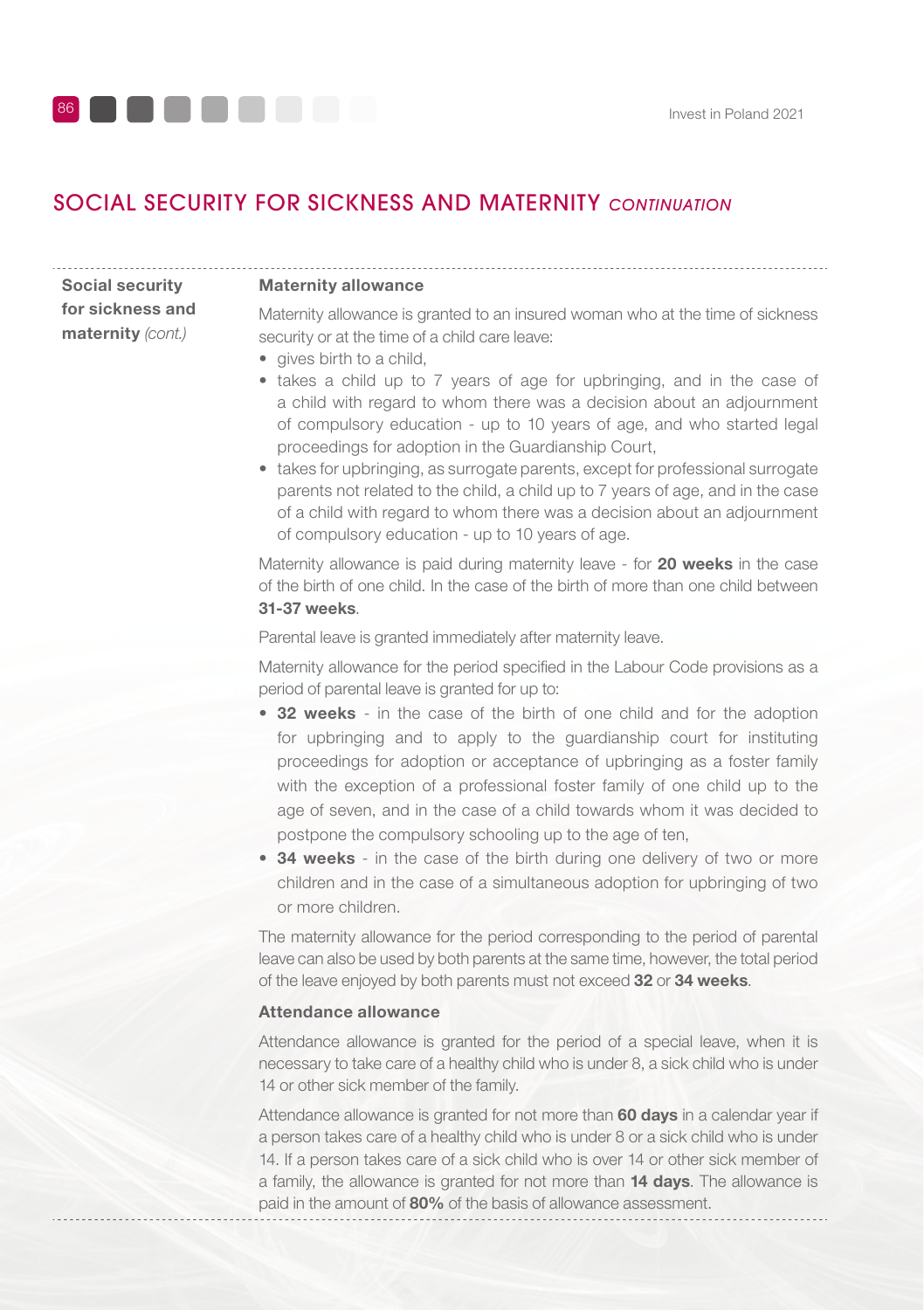## SOCIAL SECURITY FOR SICKNESS AND MATERNITY *CONTINUATION*

**Social security for sickness and maternity** *(cont.)*

### Maternity allowance

Maternity allowance is granted to an insured woman who at the time of sickness security or at the time of a child care leave:

- gives birth to a child,
- takes a child up to 7 years of age for upbringing, and in the case of a child with regard to whom there was a decision about an adjournment of compulsory education - up to 10 years of age, and who started legal proceedings for adoption in the Guardianship Court,
- takes for upbringing, as surrogate parents, except for professional surrogate parents not related to the child, a child up to 7 years of age, and in the case of a child with regard to whom there was a decision about an adjournment of compulsory education - up to 10 years of age.

Maternity allowance is paid during maternity leave - for **20 weeks** in the case of the birth of one child. In the case of the birth of more than one child between **31-37 weeks**.

Parental leave is granted immediately after maternity leave.

Maternity allowance for the period specified in the Labour Code provisions as a period of parental leave is granted for up to:

- **32 weeks** - in the case of the birth of one child and for the adoption for upbringing and to apply to the guardianship court for instituting proceedings for adoption or acceptance of upbringing as a foster family with the exception of a professional foster family of one child up to the age of seven, and in the case of a child towards whom it was decided to postpone the compulsory schooling up to the age of ten,
- **34 weeks** - in the case of the birth during one delivery of two or more children and in the case of a simultaneous adoption for upbringing of two or more children.

The maternity allowance for the period corresponding to the period of parental leave can also be used by both parents at the same time, however, the total period of the leave enjoyed by both parents must not exceed **32** or **34 weeks**.

### Attendance allowance

Attendance allowance is granted for the period of a special leave, when it is necessary to take care of a healthy child who is under 8, a sick child who is under 14 or other sick member of the family.

Attendance allowance is granted for not more than **60 days** in a calendar year if a person takes care of a healthy child who is under 8 or a sick child who is under 14. If a person takes care of a sick child who is over 14 or other sick member of a family, the allowance is granted for not more than **14 days**. The allowance is paid in the amount of **80%** of the basis of allowance assessment.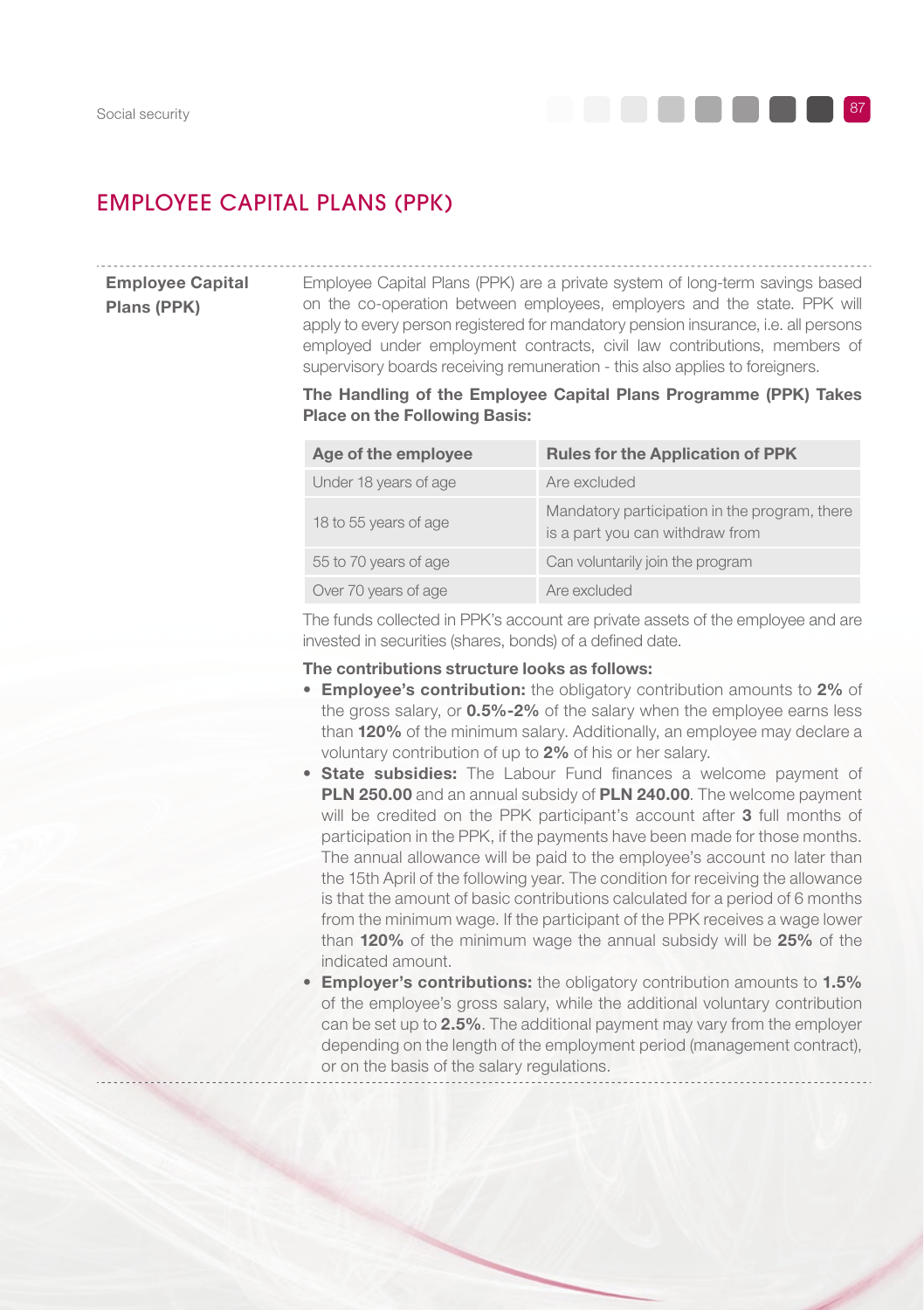## EMPLOYEE CAPITAL PLANS (PPK)

**Employee Capital Plans (PPK)**

Employee Capital Plans (PPK) are a private system of long-term savings based on the co-operation between employees, employers and the state. PPK will apply to every person registered for mandatory pension insurance, i.e. all persons employed under employment contracts, civil law contributions, members of supervisory boards receiving remuneration - this also applies to foreigners.

**The Handling of the Employee Capital Plans Programme (PPK) Takes Place on the Following Basis:**

| Age of the employee | Rules for the Application of PPK |
|---|---|
| Under 18 years of age | Are excluded |
| 18 to 55 years of age | Mandatory participation in the program, there is a part you can withdraw from |
| 55 to 70 years of age | Can voluntarily join the program |
| Over 70 years of age | Are excluded |

The funds collected in PPK's account are private assets of the employee and are invested in securities (shares, bonds) of a defined date.

**The contributions structure looks as follows:**

- **Employee's contribution:** the obligatory contribution amounts to **2%** of the gross salary, or **0.5%-2%** of the salary when the employee earns less than **120%** of the minimum salary. Additionally, an employee may declare a voluntary contribution of up to **2%** of his or her salary.
- **State subsidies:** The Labour Fund finances a welcome payment of **PLN 250.00** and an annual subsidy of **PLN 240.00**. The welcome payment will be credited on the PPK participant's account after **3** full months of participation in the PPK, if the payments have been made for those months. The annual allowance will be paid to the employee's account no later than the 15th April of the following year. The condition for receiving the allowance is that the amount of basic contributions calculated for a period of 6 months from the minimum wage. If the participant of the PPK receives a wage lower than **120%** of the minimum wage the annual subsidy will be **25%** of the indicated amount.
- **Employer's contributions:** the obligatory contribution amounts to **1.5%** of the employee's gross salary, while the additional voluntary contribution can be set up to **2.5%**. The additional payment may vary from the employer depending on the length of the employment period (management contract), or on the basis of the salary regulations.